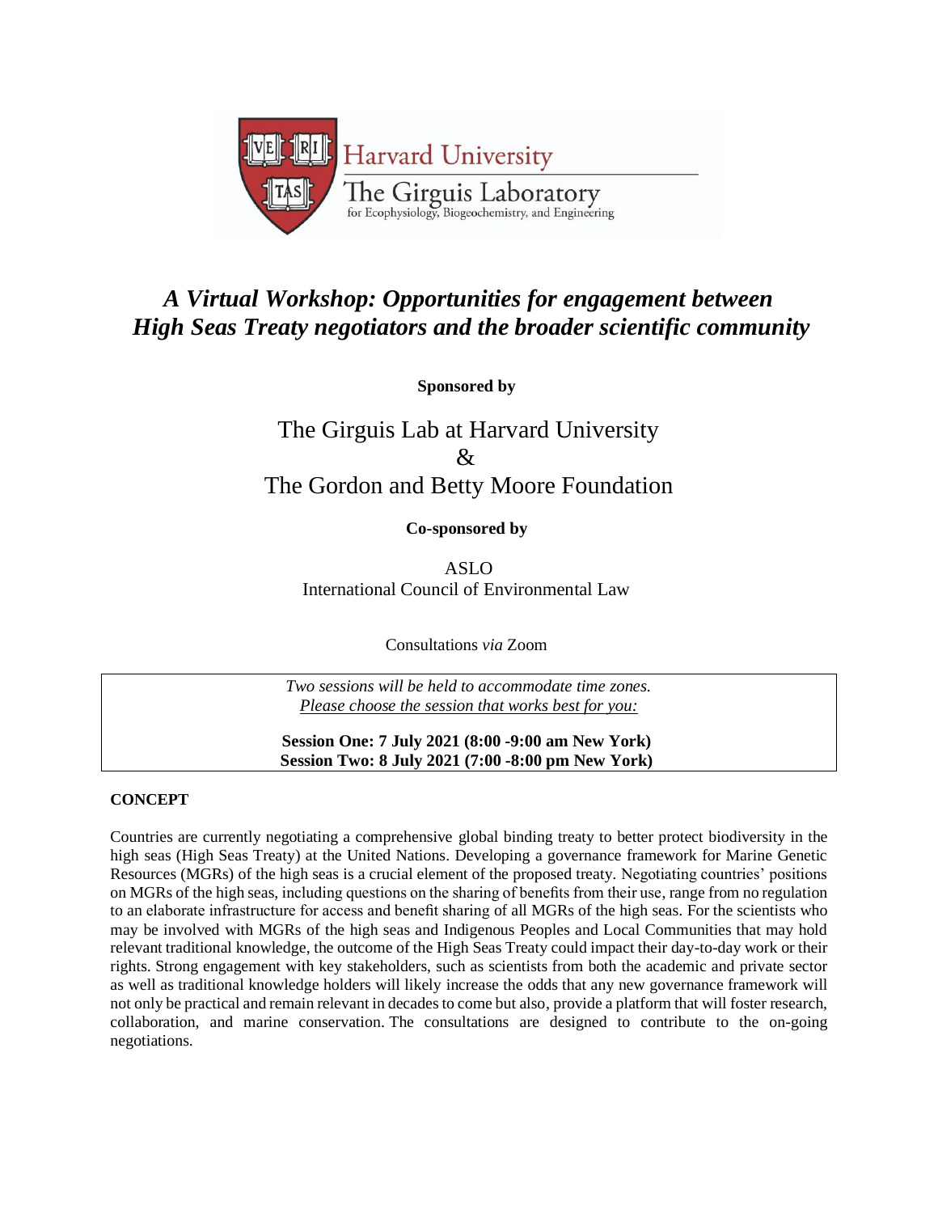Harvard University

The Girguis Laboratory
for Ecophysiology, Biogeochemistry, and Engineering

# *A Virtual Workshop: Opportunities for engagement between High Seas Treaty negotiators and the broader scientific community*

**Sponsored by**

The Girguis Lab at Harvard University
&
The Gordon and Betty Moore Foundation

**Co-sponsored by**

ASLO
International Council of Environmental Law

Consultations *via* Zoom

*Two sessions will be held to accommodate time zones.*
*Please choose the session that works best for you:*

**Session One: 7 July 2021 (8:00 -9:00 am New York)**
**Session Two: 8 July 2021 (7:00 -8:00 pm New York)**

## CONCEPT

Countries are currently negotiating a comprehensive global binding treaty to better protect biodiversity in the high seas (High Seas Treaty) at the United Nations. Developing a governance framework for Marine Genetic Resources (MGRs) of the high seas is a crucial element of the proposed treaty. Negotiating countries' positions on MGRs of the high seas, including questions on the sharing of benefits from their use, range from no regulation to an elaborate infrastructure for access and benefit sharing of all MGRs of the high seas. For the scientists who may be involved with MGRs of the high seas and Indigenous Peoples and Local Communities that may hold relevant traditional knowledge, the outcome of the High Seas Treaty could impact their day-to-day work or their rights. Strong engagement with key stakeholders, such as scientists from both the academic and private sector as well as traditional knowledge holders will likely increase the odds that any new governance framework will not only be practical and remain relevant in decades to come but also, provide a platform that will foster research, collaboration, and marine conservation. The consultations are designed to contribute to the on-going negotiations.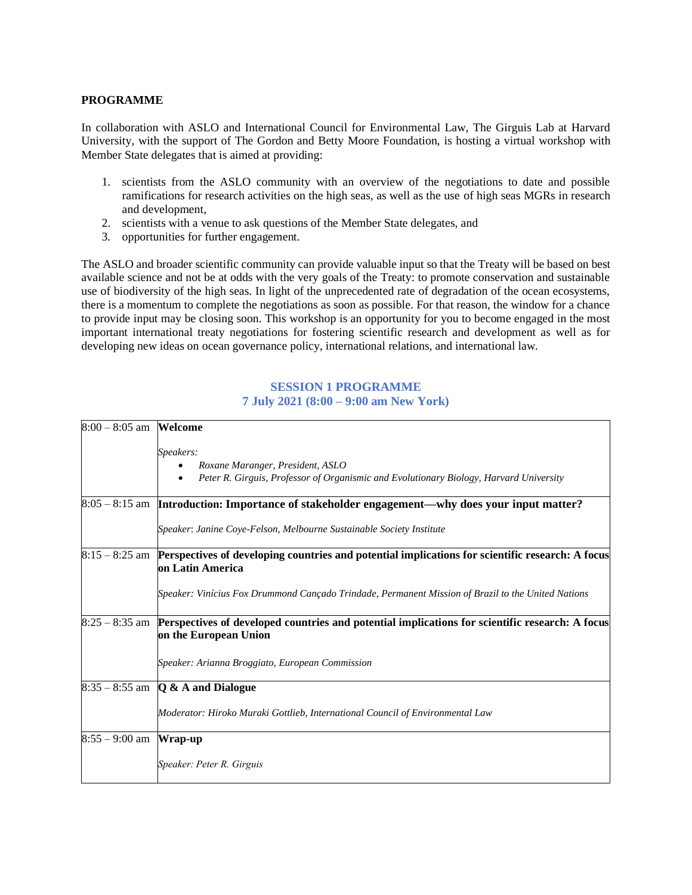**PROGRAMME**

In collaboration with ASLO and International Council for Environmental Law, The Girguis Lab at Harvard University, with the support of The Gordon and Betty Moore Foundation, is hosting a virtual workshop with Member State delegates that is aimed at providing:

1. scientists from the ASLO community with an overview of the negotiations to date and possible ramifications for research activities on the high seas, as well as the use of high seas MGRs in research and development,
2. scientists with a venue to ask questions of the Member State delegates, and
3. opportunities for further engagement.

The ASLO and broader scientific community can provide valuable input so that the Treaty will be based on best available science and not be at odds with the very goals of the Treaty: to promote conservation and sustainable use of biodiversity of the high seas. In light of the unprecedented rate of degradation of the ocean ecosystems, there is a momentum to complete the negotiations as soon as possible. For that reason, the window for a chance to provide input may be closing soon. This workshop is an opportunity for you to become engaged in the most important international treaty negotiations for fostering scientific research and development as well as for developing new ideas on ocean governance policy, international relations, and international law.

## SESSION 1 PROGRAMME
## 7 July 2021 (8:00 – 9:00 am New York)

| Time | Session |
|---|---|
| 8:00 – 8:05 am | **Welcome**<br><br>*Speakers:*<br>• *Roxane Maranger, President, ASLO*<br>• *Peter R. Girguis, Professor of Organismic and Evolutionary Biology, Harvard University* |
| 8:05 – 8:15 am | **Introduction: Importance of stakeholder engagement—why does your input matter?**<br><br>*Speaker: Janine Coye-Felson, Melbourne Sustainable Society Institute* |
| 8:15 – 8:25 am | **Perspectives of developing countries and potential implications for scientific research: A focus on Latin America**<br><br>*Speaker: Vinícius Fox Drummond Cançado Trindade, Permanent Mission of Brazil to the United Nations* |
| 8:25 – 8:35 am | **Perspectives of developed countries and potential implications for scientific research: A focus on the European Union**<br><br>*Speaker: Arianna Broggiato, European Commission* |
| 8:35 – 8:55 am | **Q & A and Dialogue**<br><br>*Moderator: Hiroko Muraki Gottlieb, International Council of Environmental Law* |
| 8:55 – 9:00 am | **Wrap-up**<br><br>*Speaker: Peter R. Girguis* |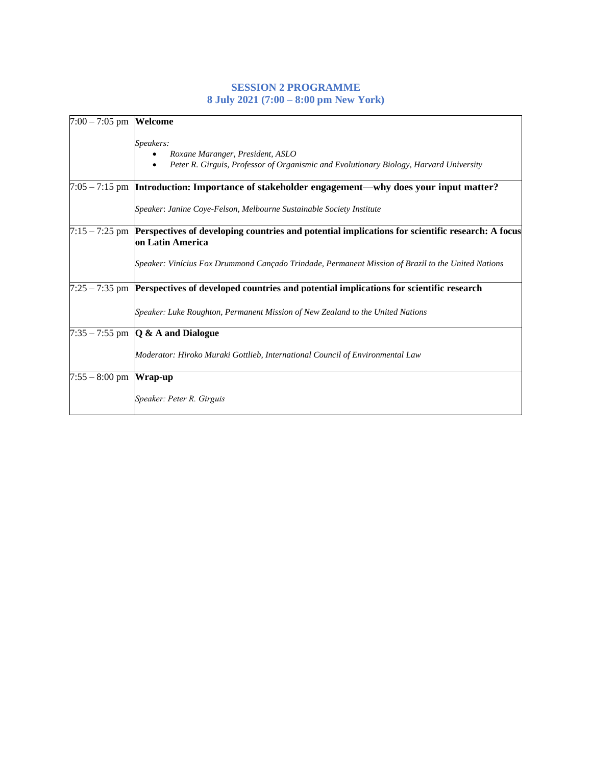## SESSION 2 PROGRAMME
## 8 July 2021 (7:00 – 8:00 pm New York)

| | |
|---|---|
| 7:00 – 7:05 pm | **Welcome**<br><br>*Speakers:*<br>• *Roxane Maranger, President, ASLO*<br>• *Peter R. Girguis, Professor of Organismic and Evolutionary Biology, Harvard University* |
| 7:05 – 7:15 pm | **Introduction: Importance of stakeholder engagement—why does your input matter?**<br><br>*Speaker: Janine Coye-Felson, Melbourne Sustainable Society Institute* |
| 7:15 – 7:25 pm | **Perspectives of developing countries and potential implications for scientific research: A focus on Latin America**<br><br>*Speaker: Vinícius Fox Drummond Cançado Trindade, Permanent Mission of Brazil to the United Nations* |
| 7:25 – 7:35 pm | **Perspectives of developed countries and potential implications for scientific research**<br><br>*Speaker: Luke Roughton, Permanent Mission of New Zealand to the United Nations* |
| 7:35 – 7:55 pm | **Q & A and Dialogue**<br><br>*Moderator: Hiroko Muraki Gottlieb, International Council of Environmental Law* |
| 7:55 – 8:00 pm | **Wrap-up**<br><br>*Speaker: Peter R. Girguis* |